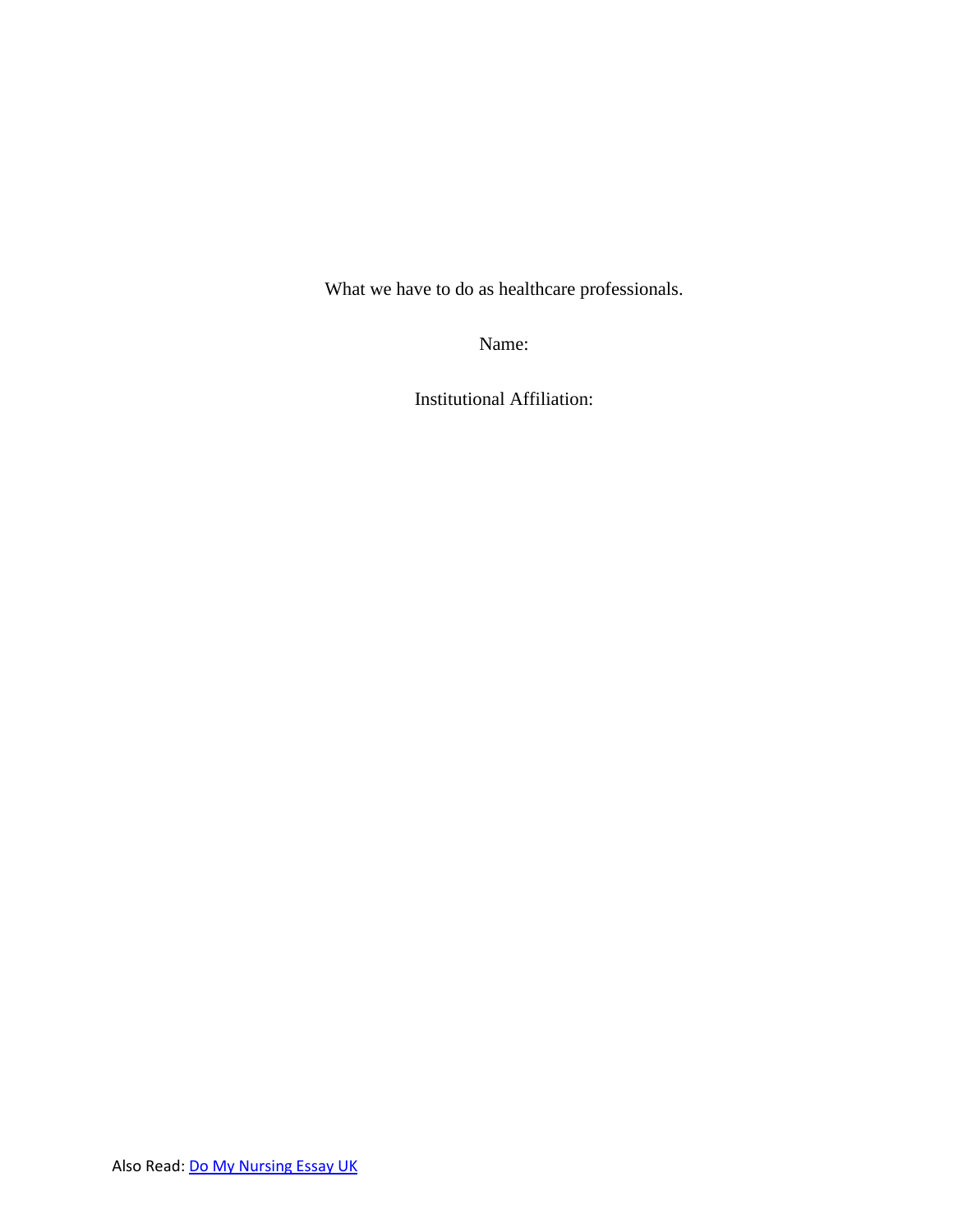What we have to do as healthcare professionals.

Name:

Institutional Affiliation:

Also Read: [Do My Nursing Essay UK]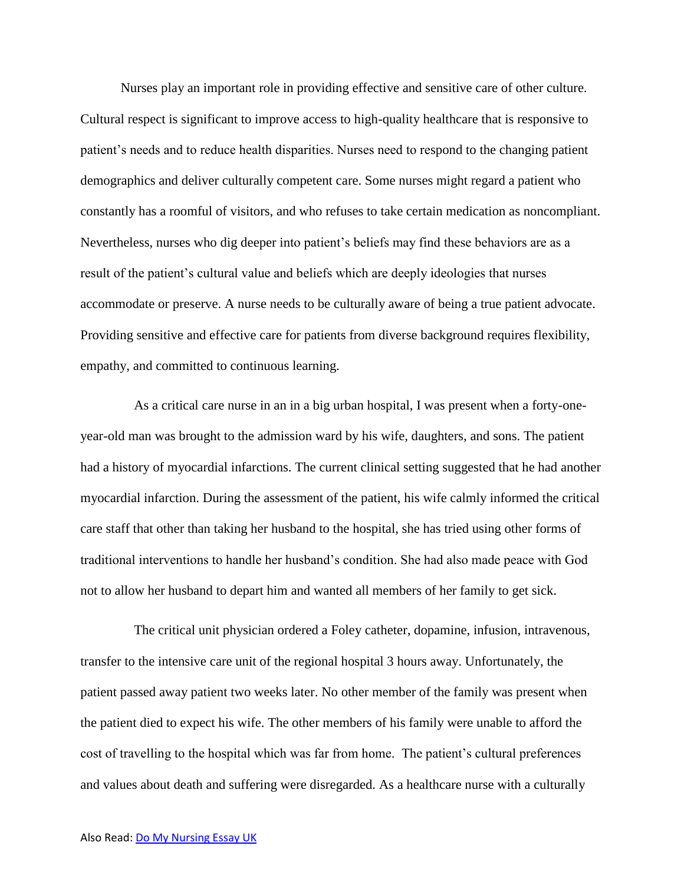Nurses play an important role in providing effective and sensitive care of other culture. Cultural respect is significant to improve access to high-quality healthcare that is responsive to patient's needs and to reduce health disparities. Nurses need to respond to the changing patient demographics and deliver culturally competent care. Some nurses might regard a patient who constantly has a roomful of visitors, and who refuses to take certain medication as noncompliant. Nevertheless, nurses who dig deeper into patient's beliefs may find these behaviors are as a result of the patient's cultural value and beliefs which are deeply ideologies that nurses accommodate or preserve. A nurse needs to be culturally aware of being a true patient advocate. Providing sensitive and effective care for patients from diverse background requires flexibility, empathy, and committed to continuous learning.

As a critical care nurse in an in a big urban hospital, I was present when a forty-one-year-old man was brought to the admission ward by his wife, daughters, and sons. The patient had a history of myocardial infarctions. The current clinical setting suggested that he had another myocardial infarction. During the assessment of the patient, his wife calmly informed the critical care staff that other than taking her husband to the hospital, she has tried using other forms of traditional interventions to handle her husband's condition. She had also made peace with God not to allow her husband to depart him and wanted all members of her family to get sick.

The critical unit physician ordered a Foley catheter, dopamine, infusion, intravenous, transfer to the intensive care unit of the regional hospital 3 hours away. Unfortunately, the patient passed away patient two weeks later. No other member of the family was present when the patient died to expect his wife. The other members of his family were unable to afford the cost of travelling to the hospital which was far from home. The patient's cultural preferences and values about death and suffering were disregarded. As a healthcare nurse with a culturally

Also Read: [Do My Nursing Essay UK]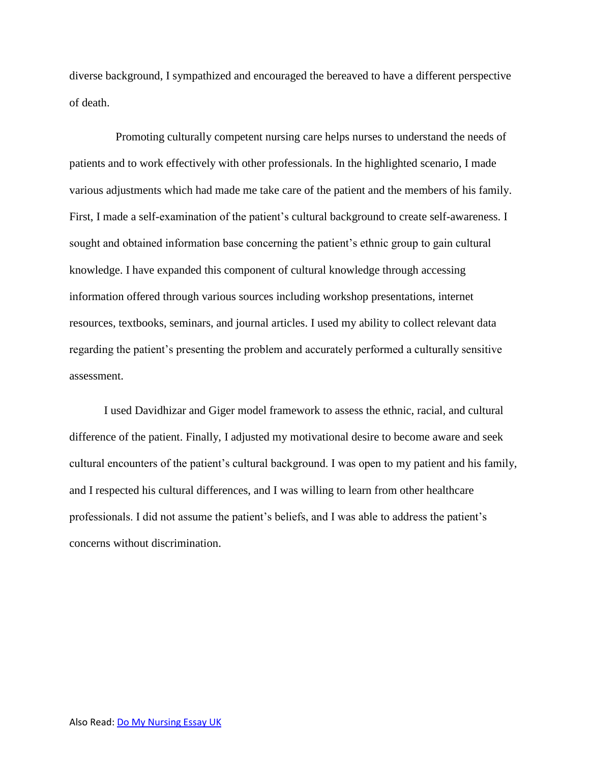diverse background, I sympathized and encouraged the bereaved to have a different perspective of death.

Promoting culturally competent nursing care helps nurses to understand the needs of patients and to work effectively with other professionals. In the highlighted scenario, I made various adjustments which had made me take care of the patient and the members of his family. First, I made a self-examination of the patient's cultural background to create self-awareness. I sought and obtained information base concerning the patient's ethnic group to gain cultural knowledge. I have expanded this component of cultural knowledge through accessing information offered through various sources including workshop presentations, internet resources, textbooks, seminars, and journal articles. I used my ability to collect relevant data regarding the patient's presenting the problem and accurately performed a culturally sensitive assessment.

I used Davidhizar and Giger model framework to assess the ethnic, racial, and cultural difference of the patient. Finally, I adjusted my motivational desire to become aware and seek cultural encounters of the patient's cultural background. I was open to my patient and his family, and I respected his cultural differences, and I was willing to learn from other healthcare professionals. I did not assume the patient's beliefs, and I was able to address the patient's concerns without discrimination.